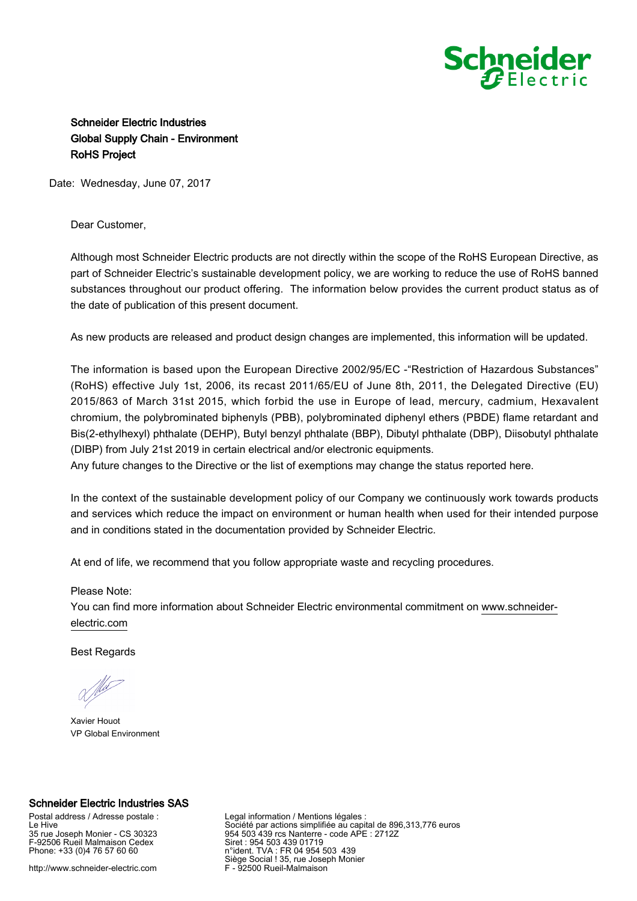**Schneider Electric Industries**
**Global Supply Chain - Environment**
**RoHS Project**

Date: Wednesday, June 07, 2017

Dear Customer,

Although most Schneider Electric products are not directly within the scope of the RoHS European Directive, as part of Schneider Electric's sustainable development policy, we are working to reduce the use of RoHS banned substances throughout our product offering. The information below provides the current product status as of the date of publication of this present document.

As new products are released and product design changes are implemented, this information will be updated.

The information is based upon the European Directive 2002/95/EC -"Restriction of Hazardous Substances" (RoHS) effective July 1st, 2006, its recast 2011/65/EU of June 8th, 2011, the Delegated Directive (EU) 2015/863 of March 31st 2015, which forbid the use in Europe of lead, mercury, cadmium, Hexavalent chromium, the polybrominated biphenyls (PBB), polybrominated diphenyl ethers (PBDE) flame retardant and Bis(2-ethylhexyl) phthalate (DEHP), Butyl benzyl phthalate (BBP), Dibutyl phthalate (DBP), Diisobutyl phthalate (DIBP) from July 21st 2019 in certain electrical and/or electronic equipments.
Any future changes to the Directive or the list of exemptions may change the status reported here.

In the context of the sustainable development policy of our Company we continuously work towards products and services which reduce the impact on environment or human health when used for their intended purpose and in conditions stated in the documentation provided by Schneider Electric.

At end of life, we recommend that you follow appropriate waste and recycling procedures.

Please Note:
You can find more information about Schneider Electric environmental commitment on www.schneider-electric.com

Best Regards

Xavier Houot
VP Global Environment

**Schneider Electric Industries SAS**

Postal address / Adresse postale :
Le Hive
35 rue Joseph Monier - CS 30323
F-92506 Rueil Malmaison Cedex
Phone: +33 (0)4 76 57 60 60

http://www.schneider-electric.com

Legal information / Mentions légales :
Société par actions simplifiée au capital de 896,313,776 euros
954 503 439 rcs Nanterre - code APE : 2712Z
Siret : 954 503 439 01719
n°ident. TVA : FR 04 954 503 439
Siège Social ! 35, rue Joseph Monier
F - 92500 Rueil-Malmaison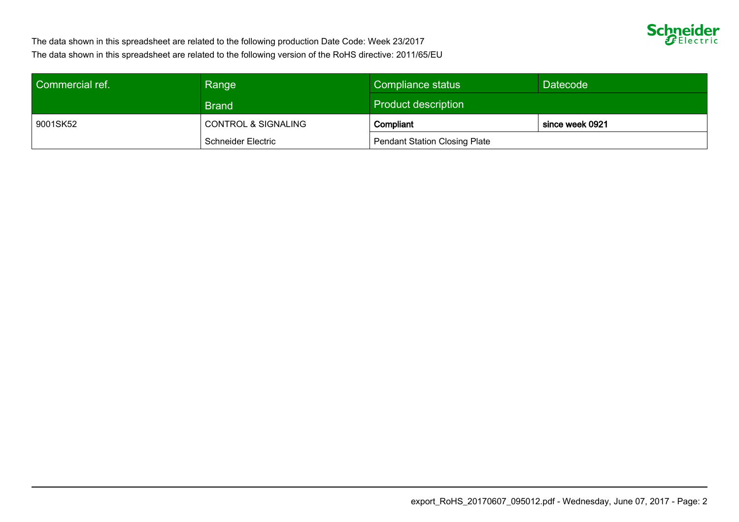The data shown in this spreadsheet are related to the following production Date Code: Week 23/2017

The data shown in this spreadsheet are related to the following version of the RoHS directive: 2011/65/EU

| Commercial ref. | Range | Compliance status | Datecode |
| --- | --- | --- | --- |
| | Brand | Product description | |
| 9001SK52 | CONTROL & SIGNALING | **Compliant** | **since week 0921** |
| | Schneider Electric | Pendant Station Closing Plate | |